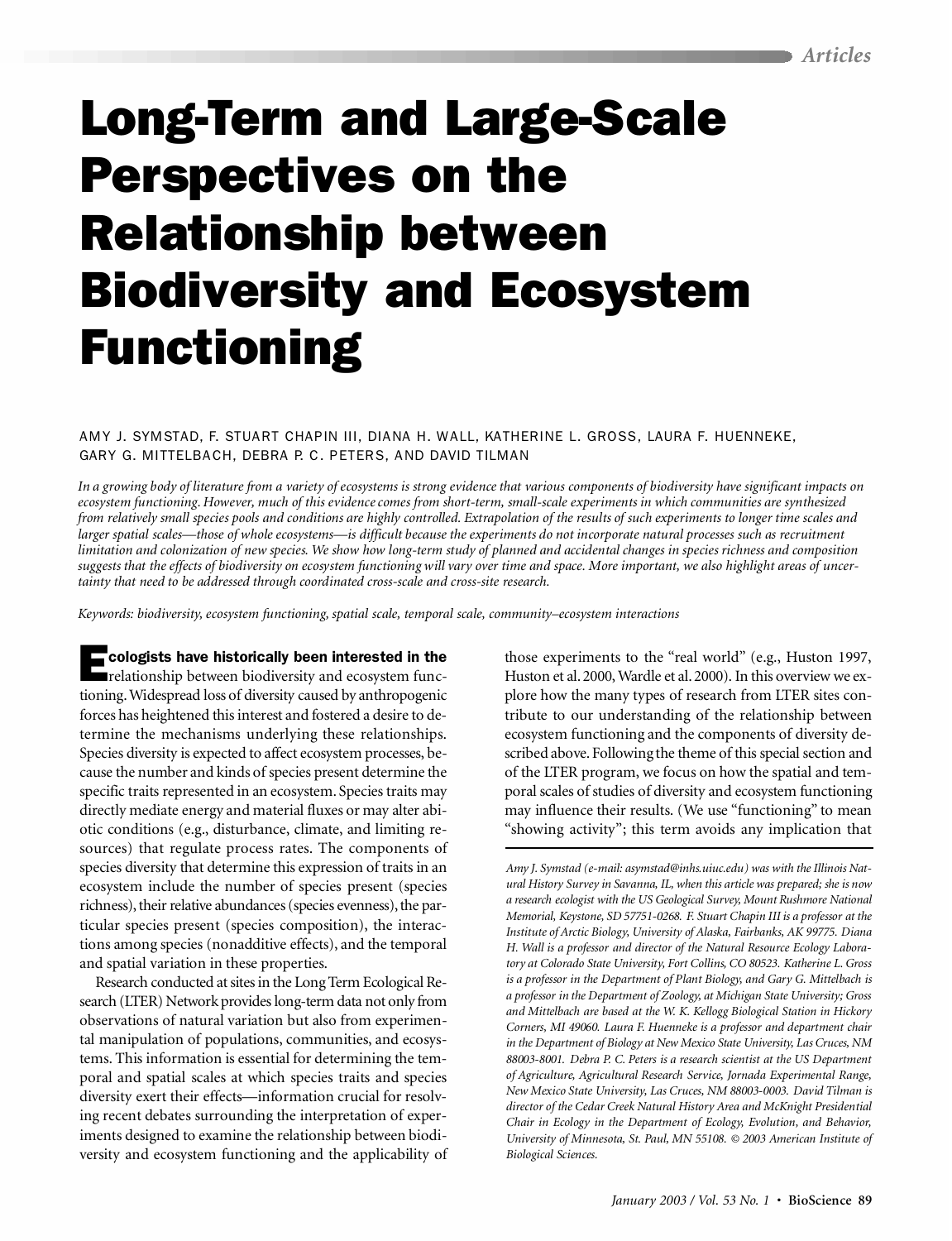# Long-Term and Large-Scale Perspectives on the Relationship between Biodiversity and Ecosystem Functioning

AMY J. SYMSTAD, F. STUART CHAPIN III, DIANA H. WALL, KATHERINE L. GROSS, LAURA F. HUENNEKE, GARY G. MITTELBACH, DEBRA P. C. PETERS, AND DAVID TILMAN

*In a growing body of literature from a variety of ecosystems is strong evidence that various components of biodiversity have significant impacts on ecosystem functioning. However, much of this evidence comes from short-term, small-scale experiments in which communities are synthesized from relatively small species pools and conditions are highly controlled. Extrapolation of the results of such experiments to longer time scales and larger spatial scales—those of whole ecosystems—is difficult because the experiments do not incorporate natural processes such as recruitment limitation and colonization of new species. We show how long-term study of planned and accidental changes in species richness and composition suggests that the effects of biodiversity on ecosystem functioning will vary over time and space. More important, we also highlight areas of uncertainty that need to be addressed through coordinated cross-scale and cross-site research.*

*Keywords: biodiversity, ecosystem functioning, spatial scale, temporal scale, community–ecosystem interactions*

**Ecologists have historically been interested in the** relationship between biodiversity and ecosystem functioning. Widespread loss of diversity caused by anthropogenic forces has heightened this interest and fostered a desire to determine the mechanisms underlying these relationships. Species diversity is expected to affect ecosystem processes, because the number and kinds of species present determine the specific traits represented in an ecosystem. Species traits may directly mediate energy and material fluxes or may alter abiotic conditions (e.g., disturbance, climate, and limiting resources) that regulate process rates. The components of species diversity that determine this expression of traits in an ecosystem include the number of species present (species richness), their relative abundances (species evenness), the particular species present (species composition), the interactions among species (nonadditive effects), and the temporal and spatial variation in these properties.

Research conducted at sites in the Long Term Ecological Research (LTER) Network provides long-term data not only from observations of natural variation but also from experimental manipulation of populations, communities, and ecosystems. This information is essential for determining the temporal and spatial scales at which species traits and species diversity exert their effects—information crucial for resolving recent debates surrounding the interpretation of experiments designed to examine the relationship between biodiversity and ecosystem functioning and the applicability of those experiments to the "real world" (e.g., Huston 1997, Huston et al. 2000, Wardle et al. 2000). In this overview we explore how the many types of research from LTER sites contribute to our understanding of the relationship between ecosystem functioning and the components of diversity described above. Following the theme of this special section and of the LTER program, we focus on how the spatial and temporal scales of studies of diversity and ecosystem functioning may influence their results. (We use "functioning" to mean "showing activity"; this term avoids any implication that

*Amy J. Symstad (e-mail: asymstad@inhs.uiuc.edu) was with the Illinois Natural History Survey in Savanna, IL, when this article was prepared; she is now a research ecologist with the US Geological Survey, Mount Rushmore National Memorial, Keystone, SD 57751-0268. F. Stuart Chapin III is a professor at the Institute of Arctic Biology, University of Alaska, Fairbanks, AK 99775. Diana H. Wall is a professor and director of the Natural Resource Ecology Laboratory at Colorado State University, Fort Collins, CO 80523. Katherine L. Gross is a professor in the Department of Plant Biology, and Gary G. Mittelbach is a professor in the Department of Zoology, at Michigan State University; Gross and Mittelbach are based at the W. K. Kellogg Biological Station in Hickory Corners, MI 49060. Laura F. Huenneke is a professor and department chair in the Department of Biology at New Mexico State University, Las Cruces, NM 88003-8001. Debra P. C. Peters is a research scientist at the US Department of Agriculture, Agricultural Research Service, Jornada Experimental Range, New Mexico State University, Las Cruces, NM 88003-0003. David Tilman is director of the Cedar Creek Natural History Area and McKnight Presidential Chair in Ecology in the Department of Ecology, Evolution, and Behavior, University of Minnesota, St. Paul, MN 55108. © 2003 American Institute of Biological Sciences.*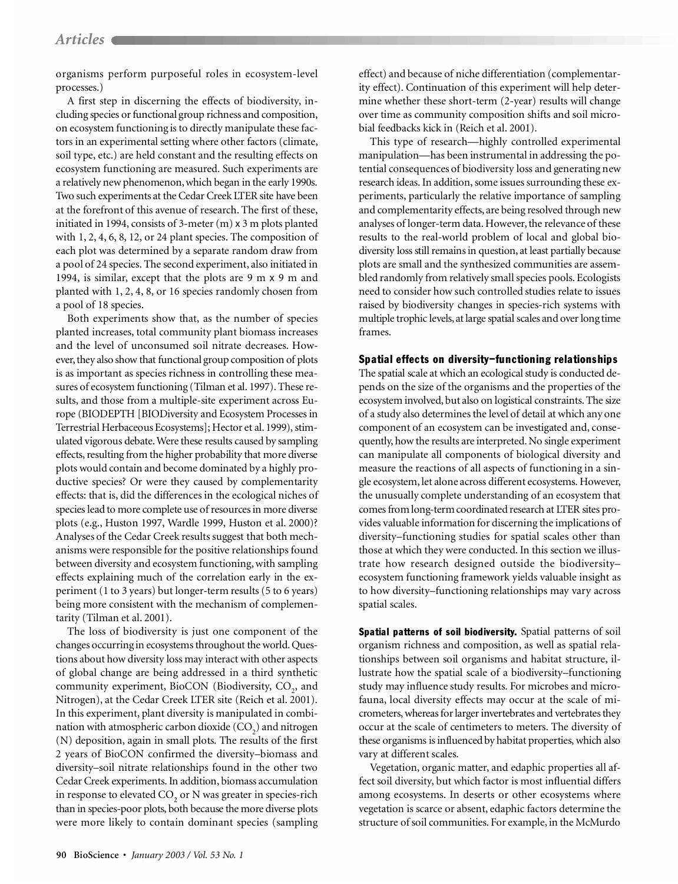organisms perform purposeful roles in ecosystem-level processes.)

A first step in discerning the effects of biodiversity, including species or functional group richness and composition, on ecosystem functioning is to directly manipulate these factors in an experimental setting where other factors (climate, soil type, etc.) are held constant and the resulting effects on ecosystem functioning are measured. Such experiments are a relatively new phenomenon, which began in the early 1990s. Two such experiments at the Cedar Creek LTER site have been at the forefront of this avenue of research. The first of these, initiated in 1994, consists of 3-meter (m) x 3 m plots planted with 1, 2, 4, 6, 8, 12, or 24 plant species. The composition of each plot was determined by a separate random draw from a pool of 24 species. The second experiment, also initiated in 1994, is similar, except that the plots are 9 m x 9 m and planted with 1, 2, 4, 8, or 16 species randomly chosen from a pool of 18 species.

Both experiments show that, as the number of species planted increases, total community plant biomass increases and the level of unconsumed soil nitrate decreases. However, they also show that functional group composition of plots is as important as species richness in controlling these measures of ecosystem functioning (Tilman et al. 1997). These results, and those from a multiple-site experiment across Europe (BIODEPTH [BIODiversity and Ecosystem Processes in Terrestrial Herbaceous Ecosystems]; Hector et al. 1999), stimulated vigorous debate. Were these results caused by sampling effects, resulting from the higher probability that more diverse plots would contain and become dominated by a highly productive species? Or were they caused by complementarity effects: that is, did the differences in the ecological niches of species lead to more complete use of resources in more diverse plots (e.g., Huston 1997, Wardle 1999, Huston et al. 2000)? Analyses of the Cedar Creek results suggest that both mechanisms were responsible for the positive relationships found between diversity and ecosystem functioning, with sampling effects explaining much of the correlation early in the experiment (1 to 3 years) but longer-term results (5 to 6 years) being more consistent with the mechanism of complementarity (Tilman et al. 2001).

The loss of biodiversity is just one component of the changes occurring in ecosystems throughout the world. Questions about how diversity loss may interact with other aspects of global change are being addressed in a third synthetic community experiment, BioCON (Biodiversity, $CO_2$, and Nitrogen), at the Cedar Creek LTER site (Reich et al. 2001). In this experiment, plant diversity is manipulated in combination with atmospheric carbon dioxide ($CO_2$) and nitrogen (N) deposition, again in small plots. The results of the first 2 years of BioCON confirmed the diversity–biomass and diversity–soil nitrate relationships found in the other two Cedar Creek experiments. In addition, biomass accumulation in response to elevated $CO_2$ or N was greater in species-rich than in species-poor plots, both because the more diverse plots were more likely to contain dominant species (sampling effect) and because of niche differentiation (complementarity effect). Continuation of this experiment will help determine whether these short-term (2-year) results will change over time as community composition shifts and soil microbial feedbacks kick in (Reich et al. 2001).

This type of research—highly controlled experimental manipulation—has been instrumental in addressing the potential consequences of biodiversity loss and generating new research ideas. In addition, some issues surrounding these experiments, particularly the relative importance of sampling and complementarity effects, are being resolved through new analyses of longer-term data. However, the relevance of these results to the real-world problem of local and global biodiversity loss still remains in question, at least partially because plots are small and the synthesized communities are assembled randomly from relatively small species pools. Ecologists need to consider how such controlled studies relate to issues raised by biodiversity changes in species-rich systems with multiple trophic levels, at large spatial scales and over long time frames.

## Spatial effects on diversity–functioning relationships

The spatial scale at which an ecological study is conducted depends on the size of the organisms and the properties of the ecosystem involved, but also on logistical constraints. The size of a study also determines the level of detail at which any one component of an ecosystem can be investigated and, consequently, how the results are interpreted. No single experiment can manipulate all components of biological diversity and measure the reactions of all aspects of functioning in a single ecosystem, let alone across different ecosystems. However, the unusually complete understanding of an ecosystem that comes from long-term coordinated research at LTER sites provides valuable information for discerning the implications of diversity–functioning studies for spatial scales other than those at which they were conducted. In this section we illustrate how research designed outside the biodiversity–ecosystem functioning framework yields valuable insight as to how diversity–functioning relationships may vary across spatial scales.

**Spatial patterns of soil biodiversity.** Spatial patterns of soil organism richness and composition, as well as spatial relationships between soil organisms and habitat structure, illustrate how the spatial scale of a biodiversity–functioning study may influence study results. For microbes and microfauna, local diversity effects may occur at the scale of micrometers, whereas for larger invertebrates and vertebrates they occur at the scale of centimeters to meters. The diversity of these organisms is influenced by habitat properties, which also vary at different scales.

Vegetation, organic matter, and edaphic properties all affect soil diversity, but which factor is most influential differs among ecosystems. In deserts or other ecosystems where vegetation is scarce or absent, edaphic factors determine the structure of soil communities. For example, in the McMurdo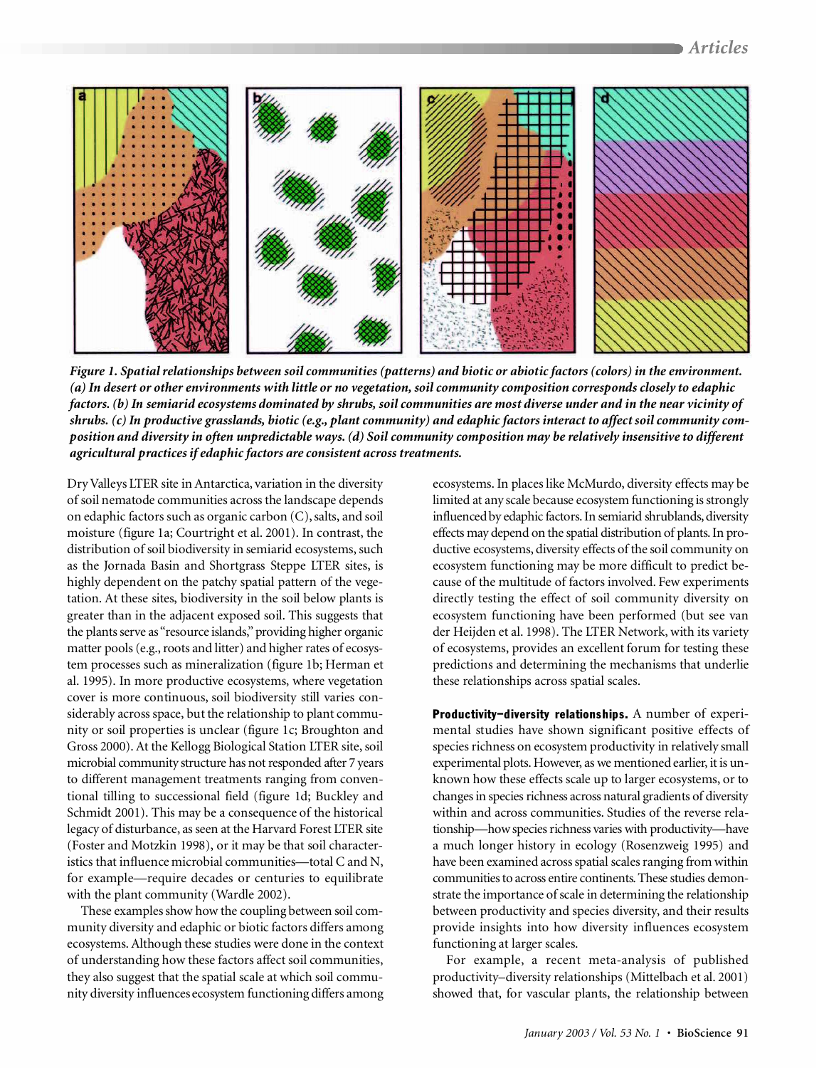*Figure 1. Spatial relationships between soil communities (patterns) and biotic or abiotic factors (colors) in the environment. (a) In desert or other environments with little or no vegetation, soil community composition corresponds closely to edaphic factors. (b) In semiarid ecosystems dominated by shrubs, soil communities are most diverse under and in the near vicinity of shrubs. (c) In productive grasslands, biotic (e.g., plant community) and edaphic factors interact to affect soil community composition and diversity in often unpredictable ways. (d) Soil community composition may be relatively insensitive to different agricultural practices if edaphic factors are consistent across treatments.*

Dry Valleys LTER site in Antarctica, variation in the diversity of soil nematode communities across the landscape depends on edaphic factors such as organic carbon (C), salts, and soil moisture (figure 1a; Courtright et al. 2001). In contrast, the distribution of soil biodiversity in semiarid ecosystems, such as the Jornada Basin and Shortgrass Steppe LTER sites, is highly dependent on the patchy spatial pattern of the vegetation. At these sites, biodiversity in the soil below plants is greater than in the adjacent exposed soil. This suggests that the plants serve as "resource islands," providing higher organic matter pools (e.g., roots and litter) and higher rates of ecosystem processes such as mineralization (figure 1b; Herman et al. 1995). In more productive ecosystems, where vegetation cover is more continuous, soil biodiversity still varies considerably across space, but the relationship to plant community or soil properties is unclear (figure 1c; Broughton and Gross 2000). At the Kellogg Biological Station LTER site, soil microbial community structure has not responded after 7 years to different management treatments ranging from conventional tilling to successional field (figure 1d; Buckley and Schmidt 2001). This may be a consequence of the historical legacy of disturbance, as seen at the Harvard Forest LTER site (Foster and Motzkin 1998), or it may be that soil characteristics that influence microbial communities—total C and N, for example—require decades or centuries to equilibrate with the plant community (Wardle 2002).

These examples show how the coupling between soil community diversity and edaphic or biotic factors differs among ecosystems. Although these studies were done in the context of understanding how these factors affect soil communities, they also suggest that the spatial scale at which soil community diversity influences ecosystem functioning differs among ecosystems. In places like McMurdo, diversity effects may be limited at any scale because ecosystem functioning is strongly influenced by edaphic factors. In semiarid shrublands, diversity effects may depend on the spatial distribution of plants. In productive ecosystems, diversity effects of the soil community on ecosystem functioning may be more difficult to predict because of the multitude of factors involved. Few experiments directly testing the effect of soil community diversity on ecosystem functioning have been performed (but see van der Heijden et al. 1998). The LTER Network, with its variety of ecosystems, provides an excellent forum for testing these predictions and determining the mechanisms that underlie these relationships across spatial scales.

**Productivity–diversity relationships.** A number of experimental studies have shown significant positive effects of species richness on ecosystem productivity in relatively small experimental plots. However, as we mentioned earlier, it is unknown how these effects scale up to larger ecosystems, or to changes in species richness across natural gradients of diversity within and across communities. Studies of the reverse relationship—how species richness varies with productivity—have a much longer history in ecology (Rosenzweig 1995) and have been examined across spatial scales ranging from within communities to across entire continents. These studies demonstrate the importance of scale in determining the relationship between productivity and species diversity, and their results provide insights into how diversity influences ecosystem functioning at larger scales.

For example, a recent meta-analysis of published productivity–diversity relationships (Mittelbach et al. 2001) showed that, for vascular plants, the relationship between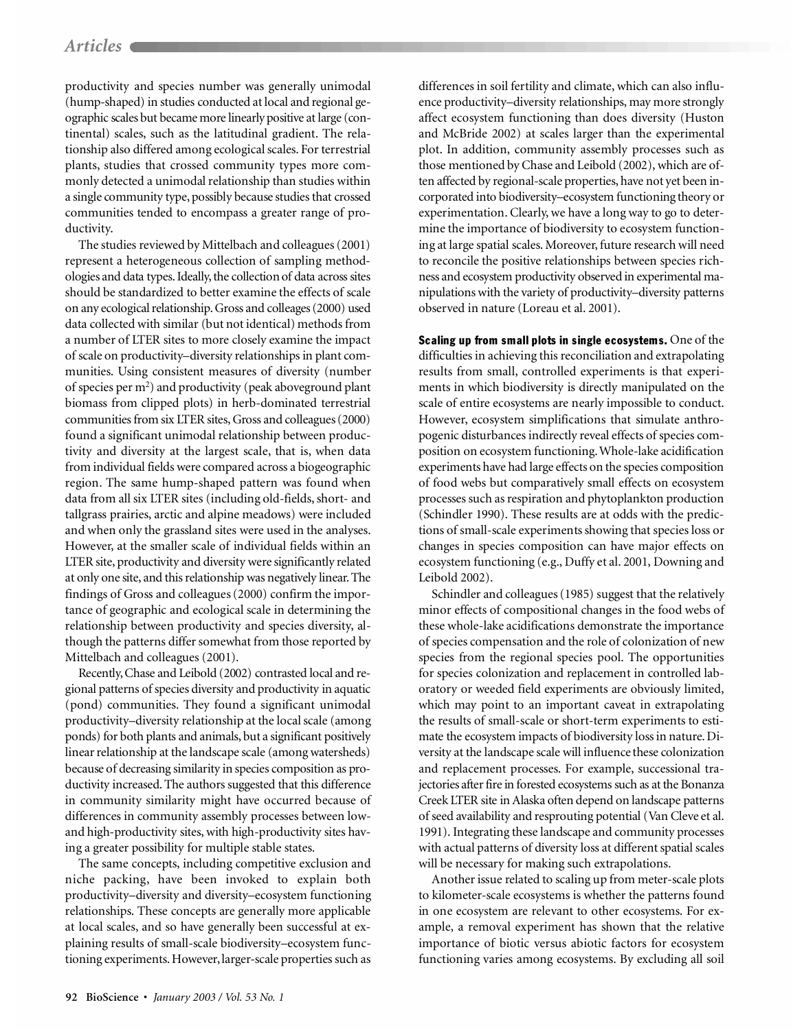productivity and species number was generally unimodal (hump-shaped) in studies conducted at local and regional geographic scales but became more linearly positive at large (continental) scales, such as the latitudinal gradient. The relationship also differed among ecological scales. For terrestrial plants, studies that crossed community types more commonly detected a unimodal relationship than studies within a single community type, possibly because studies that crossed communities tended to encompass a greater range of productivity.

The studies reviewed by Mittelbach and colleagues (2001) represent a heterogeneous collection of sampling methodologies and data types. Ideally, the collection of data across sites should be standardized to better examine the effects of scale on any ecological relationship. Gross and colleages (2000) used data collected with similar (but not identical) methods from a number of LTER sites to more closely examine the impact of scale on productivity–diversity relationships in plant communities. Using consistent measures of diversity (number of species per $m^2$) and productivity (peak aboveground plant biomass from clipped plots) in herb-dominated terrestrial communities from six LTER sites, Gross and colleagues (2000) found a significant unimodal relationship between productivity and diversity at the largest scale, that is, when data from individual fields were compared across a biogeographic region. The same hump-shaped pattern was found when data from all six LTER sites (including old-fields, short- and tallgrass prairies, arctic and alpine meadows) were included and when only the grassland sites were used in the analyses. However, at the smaller scale of individual fields within an LTER site, productivity and diversity were significantly related at only one site, and this relationship was negatively linear. The findings of Gross and colleagues (2000) confirm the importance of geographic and ecological scale in determining the relationship between productivity and species diversity, although the patterns differ somewhat from those reported by Mittelbach and colleagues (2001).

Recently, Chase and Leibold (2002) contrasted local and regional patterns of species diversity and productivity in aquatic (pond) communities. They found a significant unimodal productivity–diversity relationship at the local scale (among ponds) for both plants and animals, but a significant positively linear relationship at the landscape scale (among watersheds) because of decreasing similarity in species composition as productivity increased. The authors suggested that this difference in community similarity might have occurred because of differences in community assembly processes between low- and high-productivity sites, with high-productivity sites having a greater possibility for multiple stable states.

The same concepts, including competitive exclusion and niche packing, have been invoked to explain both productivity–diversity and diversity–ecosystem functioning relationships. These concepts are generally more applicable at local scales, and so have generally been successful at explaining results of small-scale biodiversity–ecosystem functioning experiments. However, larger-scale properties such as differences in soil fertility and climate, which can also influence productivity–diversity relationships, may more strongly affect ecosystem functioning than does diversity (Huston and McBride 2002) at scales larger than the experimental plot. In addition, community assembly processes such as those mentioned by Chase and Leibold (2002), which are often affected by regional-scale properties, have not yet been incorporated into biodiversity–ecosystem functioning theory or experimentation. Clearly, we have a long way to go to determine the importance of biodiversity to ecosystem functioning at large spatial scales. Moreover, future research will need to reconcile the positive relationships between species richness and ecosystem productivity observed in experimental manipulations with the variety of productivity–diversity patterns observed in nature (Loreau et al. 2001).

**Scaling up from small plots in single ecosystems.** One of the difficulties in achieving this reconciliation and extrapolating results from small, controlled experiments is that experiments in which biodiversity is directly manipulated on the scale of entire ecosystems are nearly impossible to conduct. However, ecosystem simplifications that simulate anthropogenic disturbances indirectly reveal effects of species composition on ecosystem functioning. Whole-lake acidification experiments have had large effects on the species composition of food webs but comparatively small effects on ecosystem processes such as respiration and phytoplankton production (Schindler 1990). These results are at odds with the predictions of small-scale experiments showing that species loss or changes in species composition can have major effects on ecosystem functioning (e.g., Duffy et al. 2001, Downing and Leibold 2002).

Schindler and colleagues (1985) suggest that the relatively minor effects of compositional changes in the food webs of these whole-lake acidifications demonstrate the importance of species compensation and the role of colonization of new species from the regional species pool. The opportunities for species colonization and replacement in controlled laboratory or weeded field experiments are obviously limited, which may point to an important caveat in extrapolating the results of small-scale or short-term experiments to estimate the ecosystem impacts of biodiversity loss in nature. Diversity at the landscape scale will influence these colonization and replacement processes. For example, successional trajectories after fire in forested ecosystems such as at the Bonanza Creek LTER site in Alaska often depend on landscape patterns of seed availability and resprouting potential (Van Cleve et al. 1991). Integrating these landscape and community processes with actual patterns of diversity loss at different spatial scales will be necessary for making such extrapolations.

Another issue related to scaling up from meter-scale plots to kilometer-scale ecosystems is whether the patterns found in one ecosystem are relevant to other ecosystems. For example, a removal experiment has shown that the relative importance of biotic versus abiotic factors for ecosystem functioning varies among ecosystems. By excluding all soil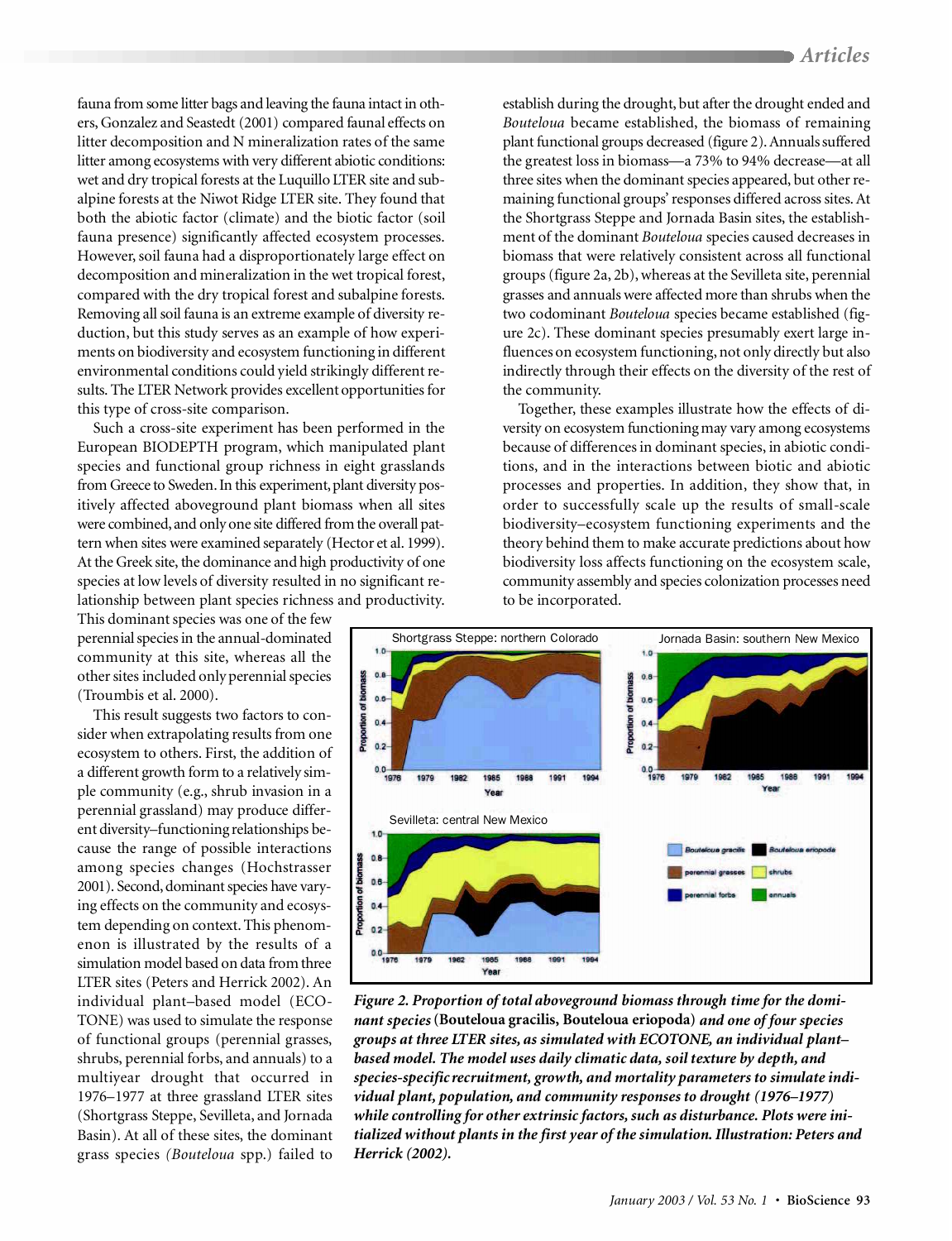fauna from some litter bags and leaving the fauna intact in others, Gonzalez and Seastedt (2001) compared faunal effects on litter decomposition and N mineralization rates of the same litter among ecosystems with very different abiotic conditions: wet and dry tropical forests at the Luquillo LTER site and subalpine forests at the Niwot Ridge LTER site. They found that both the abiotic factor (climate) and the biotic factor (soil fauna presence) significantly affected ecosystem processes. However, soil fauna had a disproportionately large effect on decomposition and mineralization in the wet tropical forest, compared with the dry tropical forest and subalpine forests. Removing all soil fauna is an extreme example of diversity reduction, but this study serves as an example of how experiments on biodiversity and ecosystem functioning in different environmental conditions could yield strikingly different results. The LTER Network provides excellent opportunities for this type of cross-site comparison.

Such a cross-site experiment has been performed in the European BIODEPTH program, which manipulated plant species and functional group richness in eight grasslands from Greece to Sweden. In this experiment, plant diversity positively affected aboveground plant biomass when all sites were combined, and only one site differed from the overall pattern when sites were examined separately (Hector et al. 1999). At the Greek site, the dominance and high productivity of one species at low levels of diversity resulted in no significant relationship between plant species richness and productivity. This dominant species was one of the few perennial species in the annual-dominated community at this site, whereas all the other sites included only perennial species (Troumbis et al. 2000).

This result suggests two factors to consider when extrapolating results from one ecosystem to others. First, the addition of a different growth form to a relatively simple community (e.g., shrub invasion in a perennial grassland) may produce different diversity–functioning relationships because the range of possible interactions among species changes (Hochstrasser 2001). Second, dominant species have varying effects on the community and ecosystem depending on context. This phenomenon is illustrated by the results of a simulation model based on data from three LTER sites (Peters and Herrick 2002). An individual plant–based model (ECOTONE) was used to simulate the response of functional groups (perennial grasses, shrubs, perennial forbs, and annuals) to a multiyear drought that occurred in 1976–1977 at three grassland LTER sites (Shortgrass Steppe, Sevilleta, and Jornada Basin). At all of these sites, the dominant grass species *(Bouteloua* spp.) failed to establish during the drought, but after the drought ended and *Bouteloua* became established, the biomass of remaining plant functional groups decreased (figure 2). Annuals suffered the greatest loss in biomass—a 73% to 94% decrease—at all three sites when the dominant species appeared, but other remaining functional groups' responses differed across sites. At the Shortgrass Steppe and Jornada Basin sites, the establishment of the dominant *Bouteloua* species caused decreases in biomass that were relatively consistent across all functional groups (figure 2a, 2b), whereas at the Sevilleta site, perennial grasses and annuals were affected more than shrubs when the two codominant *Bouteloua* species became established (figure 2c). These dominant species presumably exert large influences on ecosystem functioning, not only directly but also indirectly through their effects on the diversity of the rest of the community.

Together, these examples illustrate how the effects of diversity on ecosystem functioning may vary among ecosystems because of differences in dominant species, in abiotic conditions, and in the interactions between biotic and abiotic processes and properties. In addition, they show that, in order to successfully scale up the results of small-scale biodiversity–ecosystem functioning experiments and the theory behind them to make accurate predictions about how biodiversity loss affects functioning on the ecosystem scale, community assembly and species colonization processes need to be incorporated.

***Figure 2. Proportion of total aboveground biomass through time for the dominant species* (Bouteloua gracilis, Bouteloua eriopoda) *and one of four species groups at three LTER sites, as simulated with ECOTONE, an individual plant–based model. The model uses daily climatic data, soil texture by depth, and species-specific recruitment, growth, and mortality parameters to simulate individual plant, population, and community responses to drought (1976–1977) while controlling for other extrinsic factors, such as disturbance. Plots were initialized without plants in the first year of the simulation. Illustration: Peters and Herrick (2002).***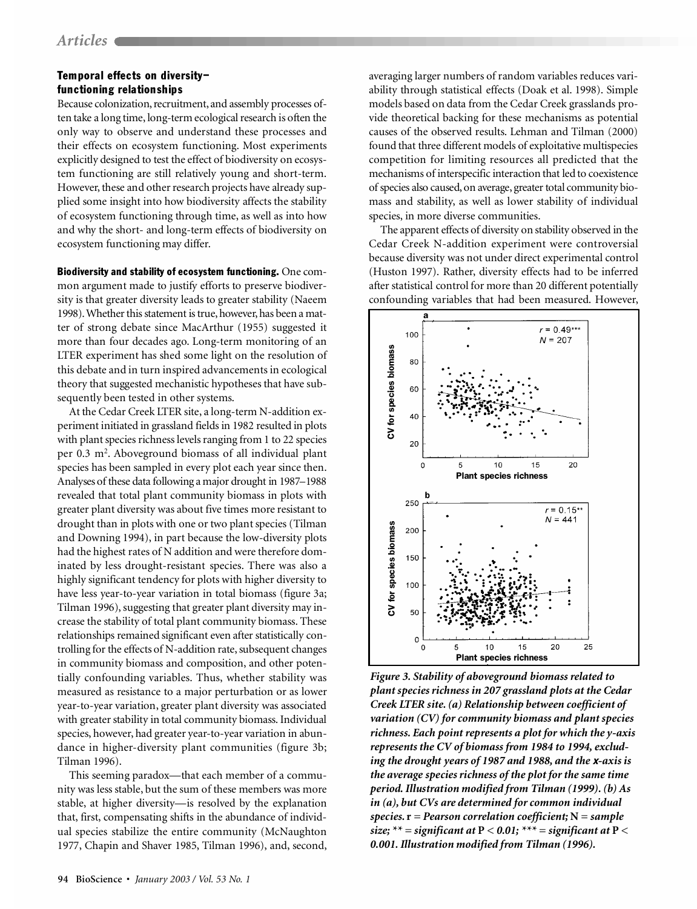### Temporal effects on diversity–functioning relationships

Because colonization, recruitment, and assembly processes often take a long time, long-term ecological research is often the only way to observe and understand these processes and their effects on ecosystem functioning. Most experiments explicitly designed to test the effect of biodiversity on ecosystem functioning are still relatively young and short-term. However, these and other research projects have already supplied some insight into how biodiversity affects the stability of ecosystem functioning through time, as well as into how and why the short- and long-term effects of biodiversity on ecosystem functioning may differ.

**Biodiversity and stability of ecosystem functioning.** One common argument made to justify efforts to preserve biodiversity is that greater diversity leads to greater stability (Naeem 1998). Whether this statement is true, however, has been a matter of strong debate since MacArthur (1955) suggested it more than four decades ago. Long-term monitoring of an LTER experiment has shed some light on the resolution of this debate and in turn inspired advancements in ecological theory that suggested mechanistic hypotheses that have subsequently been tested in other systems.

At the Cedar Creek LTER site, a long-term N-addition experiment initiated in grassland fields in 1982 resulted in plots with plant species richness levels ranging from 1 to 22 species per 0.3 $m^2$. Aboveground biomass of all individual plant species has been sampled in every plot each year since then. Analyses of these data following a major drought in 1987–1988 revealed that total plant community biomass in plots with greater plant diversity was about five times more resistant to drought than in plots with one or two plant species (Tilman and Downing 1994), in part because the low-diversity plots had the highest rates of N addition and were therefore dominated by less drought-resistant species. There was also a highly significant tendency for plots with higher diversity to have less year-to-year variation in total biomass (figure 3a; Tilman 1996), suggesting that greater plant diversity may increase the stability of total plant community biomass. These relationships remained significant even after statistically controlling for the effects of N-addition rate, subsequent changes in community biomass and composition, and other potentially confounding variables. Thus, whether stability was measured as resistance to a major perturbation or as lower year-to-year variation, greater plant diversity was associated with greater stability in total community biomass. Individual species, however, had greater year-to-year variation in abundance in higher-diversity plant communities (figure 3b; Tilman 1996).

This seeming paradox—that each member of a community was less stable, but the sum of these members was more stable, at higher diversity—is resolved by the explanation that, first, compensating shifts in the abundance of individual species stabilize the entire community (McNaughton 1977, Chapin and Shaver 1985, Tilman 1996), and, second, averaging larger numbers of random variables reduces variability through statistical effects (Doak et al. 1998). Simple models based on data from the Cedar Creek grasslands provide theoretical backing for these mechanisms as potential causes of the observed results. Lehman and Tilman (2000) found that three different models of exploitative multispecies competition for limiting resources all predicted that the mechanisms of interspecific interaction that led to coexistence of species also caused, on average, greater total community biomass and stability, as well as lower stability of individual species, in more diverse communities.

The apparent effects of diversity on stability observed in the Cedar Creek N-addition experiment were controversial because diversity was not under direct experimental control (Huston 1997). Rather, diversity effects had to be inferred after statistical control for more than 20 different potentially confounding variables that had been measured. However,

*Figure 3. Stability of aboveground biomass related to plant species richness in 207 grassland plots at the Cedar Creek LTER site. (a) Relationship between coefficient of variation (CV) for community biomass and plant species richness. Each point represents a plot for which the y-axis represents the CV of biomass from 1984 to 1994, excluding the drought years of 1987 and 1988, and the x-axis is the average species richness of the plot for the same time period. Illustration modified from Tilman (1999). (b) As in (a), but CVs are determined for common individual species.* **r** *= Pearson correlation coefficient;* **N** *= sample size; \*\* = significant at* **P** *< 0.01; \*\*\* = significant at* **P** *< 0.001. Illustration modified from Tilman (1996).*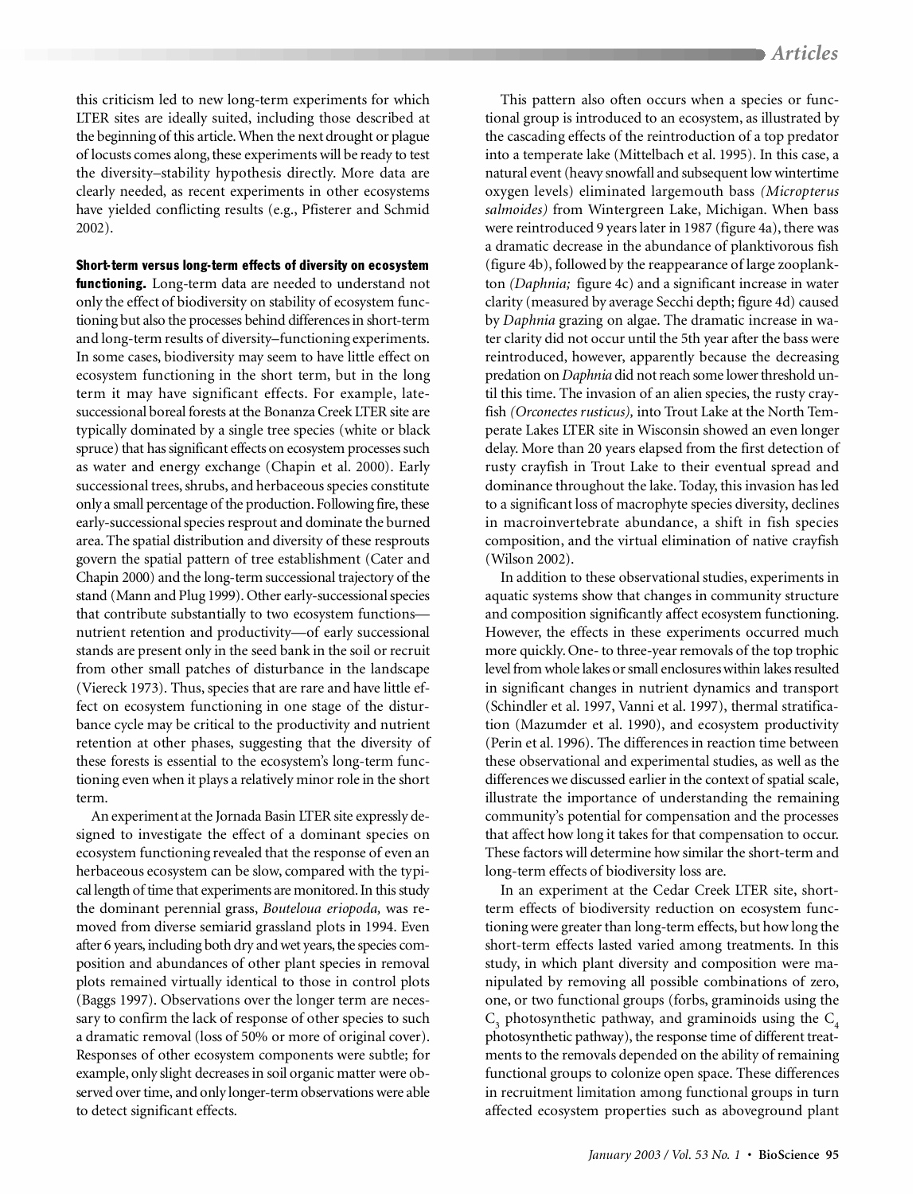this criticism led to new long-term experiments for which LTER sites are ideally suited, including those described at the beginning of this article. When the next drought or plague of locusts comes along, these experiments will be ready to test the diversity–stability hypothesis directly. More data are clearly needed, as recent experiments in other ecosystems have yielded conflicting results (e.g., Pfisterer and Schmid 2002).

**Short-term versus long-term effects of diversity on ecosystem functioning.** Long-term data are needed to understand not only the effect of biodiversity on stability of ecosystem functioning but also the processes behind differences in short-term and long-term results of diversity–functioning experiments. In some cases, biodiversity may seem to have little effect on ecosystem functioning in the short term, but in the long term it may have significant effects. For example, late-successional boreal forests at the Bonanza Creek LTER site are typically dominated by a single tree species (white or black spruce) that has significant effects on ecosystem processes such as water and energy exchange (Chapin et al. 2000). Early successional trees, shrubs, and herbaceous species constitute only a small percentage of the production. Following fire, these early-successional species resprout and dominate the burned area. The spatial distribution and diversity of these resprouts govern the spatial pattern of tree establishment (Cater and Chapin 2000) and the long-term successional trajectory of the stand (Mann and Plug 1999). Other early-successional species that contribute substantially to two ecosystem functions—nutrient retention and productivity—of early successional stands are present only in the seed bank in the soil or recruit from other small patches of disturbance in the landscape (Viereck 1973). Thus, species that are rare and have little effect on ecosystem functioning in one stage of the disturbance cycle may be critical to the productivity and nutrient retention at other phases, suggesting that the diversity of these forests is essential to the ecosystem's long-term functioning even when it plays a relatively minor role in the short term.

An experiment at the Jornada Basin LTER site expressly designed to investigate the effect of a dominant species on ecosystem functioning revealed that the response of even an herbaceous ecosystem can be slow, compared with the typical length of time that experiments are monitored. In this study the dominant perennial grass, *Bouteloua eriopoda,* was removed from diverse semiarid grassland plots in 1994. Even after 6 years, including both dry and wet years, the species composition and abundances of other plant species in removal plots remained virtually identical to those in control plots (Baggs 1997). Observations over the longer term are necessary to confirm the lack of response of other species to such a dramatic removal (loss of 50% or more of original cover). Responses of other ecosystem components were subtle; for example, only slight decreases in soil organic matter were observed over time, and only longer-term observations were able to detect significant effects.

This pattern also often occurs when a species or functional group is introduced to an ecosystem, as illustrated by the cascading effects of the reintroduction of a top predator into a temperate lake (Mittelbach et al. 1995). In this case, a natural event (heavy snowfall and subsequent low wintertime oxygen levels) eliminated largemouth bass *(Micropterus salmoides)* from Wintergreen Lake, Michigan. When bass were reintroduced 9 years later in 1987 (figure 4a), there was a dramatic decrease in the abundance of planktivorous fish (figure 4b), followed by the reappearance of large zooplankton *(Daphnia;* figure 4c) and a significant increase in water clarity (measured by average Secchi depth; figure 4d) caused by *Daphnia* grazing on algae. The dramatic increase in water clarity did not occur until the 5th year after the bass were reintroduced, however, apparently because the decreasing predation on *Daphnia* did not reach some lower threshold until this time. The invasion of an alien species, the rusty crayfish *(Orconectes rusticus),* into Trout Lake at the North Temperate Lakes LTER site in Wisconsin showed an even longer delay. More than 20 years elapsed from the first detection of rusty crayfish in Trout Lake to their eventual spread and dominance throughout the lake. Today, this invasion has led to a significant loss of macrophyte species diversity, declines in macroinvertebrate abundance, a shift in fish species composition, and the virtual elimination of native crayfish (Wilson 2002).

In addition to these observational studies, experiments in aquatic systems show that changes in community structure and composition significantly affect ecosystem functioning. However, the effects in these experiments occurred much more quickly. One- to three-year removals of the top trophic level from whole lakes or small enclosures within lakes resulted in significant changes in nutrient dynamics and transport (Schindler et al. 1997, Vanni et al. 1997), thermal stratification (Mazumder et al. 1990), and ecosystem productivity (Perin et al. 1996). The differences in reaction time between these observational and experimental studies, as well as the differences we discussed earlier in the context of spatial scale, illustrate the importance of understanding the remaining community's potential for compensation and the processes that affect how long it takes for that compensation to occur. These factors will determine how similar the short-term and long-term effects of biodiversity loss are.

In an experiment at the Cedar Creek LTER site, short-term effects of biodiversity reduction on ecosystem functioning were greater than long-term effects, but how long the short-term effects lasted varied among treatments. In this study, in which plant diversity and composition were manipulated by removing all possible combinations of zero, one, or two functional groups (forbs, graminoids using the $C_3$ photosynthetic pathway, and graminoids using the $C_4$ photosynthetic pathway), the response time of different treatments to the removals depended on the ability of remaining functional groups to colonize open space. These differences in recruitment limitation among functional groups in turn affected ecosystem properties such as aboveground plant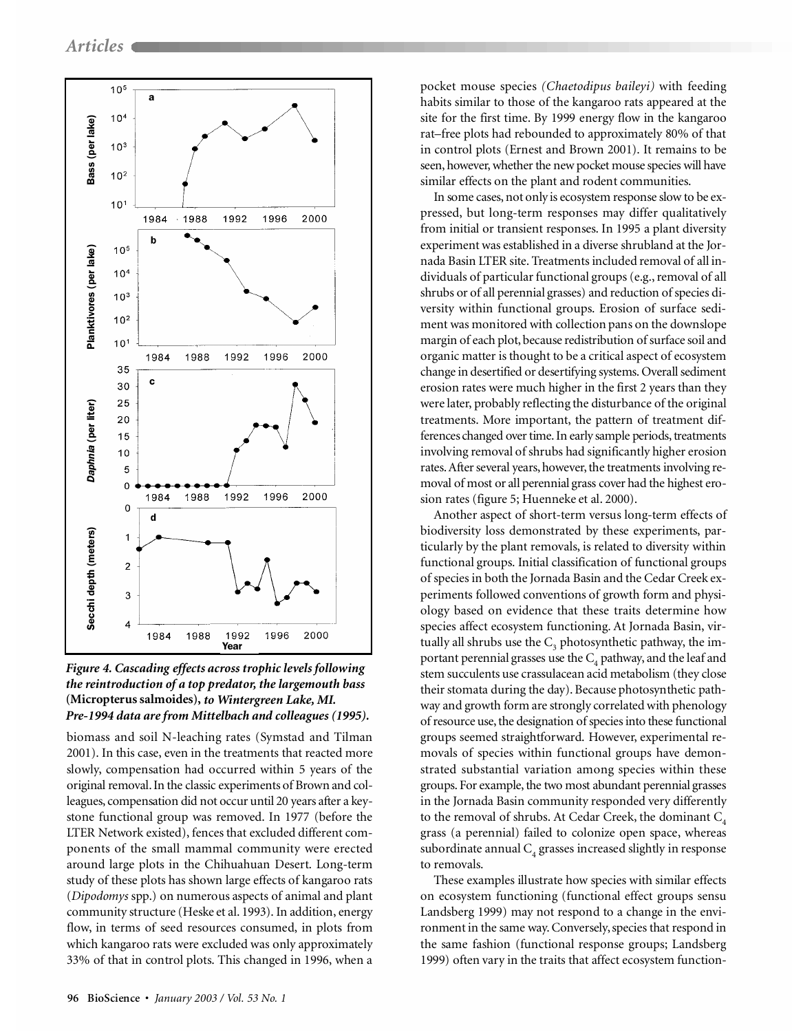Bass (per lake)

$10^5$
$10^4$
$10^3$
$10^2$
$10^1$

a

1984 1988 1992 1996 2000

Planktivores (per lake)

$10^5$
$10^4$
$10^3$
$10^2$
$10^1$

b

1984 1988 1992 1996 2000

*Daphnia* (per liter)

35
30
25
20
15
10
5
0

c

1984 1988 1992 1996 2000

Secchi depth (meters)

0
1
2
3
4

d

1984 1988 1992 1996 2000

Year

***Figure 4. Cascading effects across trophic levels following the reintroduction of a top predator, the largemouth bass* (Micropterus salmoides), *to Wintergreen Lake, MI. Pre-1994 data are from Mittelbach and colleagues (1995).***

biomass and soil N-leaching rates (Symstad and Tilman 2001). In this case, even in the treatments that reacted more slowly, compensation had occurred within 5 years of the original removal. In the classic experiments of Brown and colleagues, compensation did not occur until 20 years after a keystone functional group was removed. In 1977 (before the LTER Network existed), fences that excluded different components of the small mammal community were erected around large plots in the Chihuahuan Desert. Long-term study of these plots has shown large effects of kangaroo rats (*Dipodomys* spp.) on numerous aspects of animal and plant community structure (Heske et al. 1993). In addition, energy flow, in terms of seed resources consumed, in plots from which kangaroo rats were excluded was only approximately 33% of that in control plots. This changed in 1996, when a pocket mouse species *(Chaetodipus baileyi)* with feeding habits similar to those of the kangaroo rats appeared at the site for the first time. By 1999 energy flow in the kangaroo rat–free plots had rebounded to approximately 80% of that in control plots (Ernest and Brown 2001). It remains to be seen, however, whether the new pocket mouse species will have similar effects on the plant and rodent communities.

In some cases, not only is ecosystem response slow to be expressed, but long-term responses may differ qualitatively from initial or transient responses. In 1995 a plant diversity experiment was established in a diverse shrubland at the Jornada Basin LTER site. Treatments included removal of all individuals of particular functional groups (e.g., removal of all shrubs or of all perennial grasses) and reduction of species diversity within functional groups. Erosion of surface sediment was monitored with collection pans on the downslope margin of each plot, because redistribution of surface soil and organic matter is thought to be a critical aspect of ecosystem change in desertified or desertifying systems. Overall sediment erosion rates were much higher in the first 2 years than they were later, probably reflecting the disturbance of the original treatments. More important, the pattern of treatment differences changed over time. In early sample periods, treatments involving removal of shrubs had significantly higher erosion rates. After several years, however, the treatments involving removal of most or all perennial grass cover had the highest erosion rates (figure 5; Huenneke et al. 2000).

Another aspect of short-term versus long-term effects of biodiversity loss demonstrated by these experiments, particularly by the plant removals, is related to diversity within functional groups. Initial classification of functional groups of species in both the Jornada Basin and the Cedar Creek experiments followed conventions of growth form and physiology based on evidence that these traits determine how species affect ecosystem functioning. At Jornada Basin, virtually all shrubs use the $C_3$ photosynthetic pathway, the important perennial grasses use the $C_4$ pathway, and the leaf and stem succulents use crassulacean acid metabolism (they close their stomata during the day). Because photosynthetic pathway and growth form are strongly correlated with phenology of resource use, the designation of species into these functional groups seemed straightforward. However, experimental removals of species within functional groups have demonstrated substantial variation among species within these groups. For example, the two most abundant perennial grasses in the Jornada Basin community responded very differently to the removal of shrubs. At Cedar Creek, the dominant $C_4$ grass (a perennial) failed to colonize open space, whereas subordinate annual $C_4$ grasses increased slightly in response to removals.

These examples illustrate how species with similar effects on ecosystem functioning (functional effect groups sensu Landsberg 1999) may not respond to a change in the environment in the same way. Conversely, species that respond in the same fashion (functional response groups; Landsberg 1999) often vary in the traits that affect ecosystem function-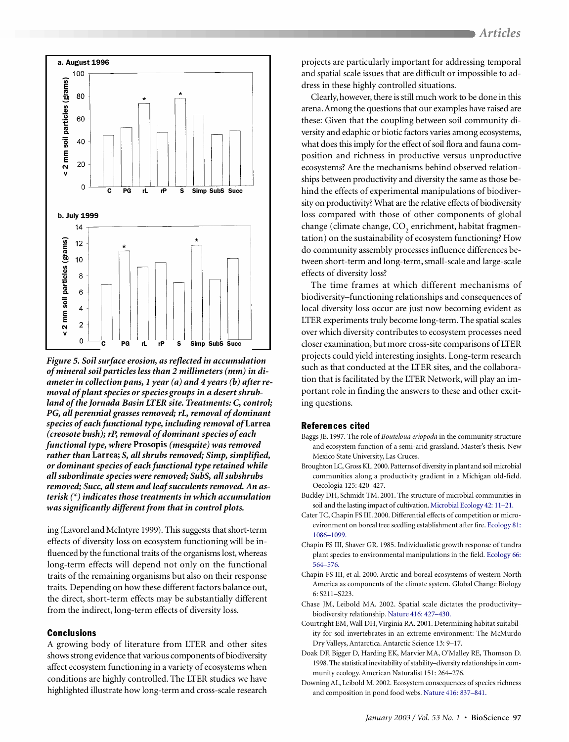a. August 1996

< 2 mm soil particles (grams)

100
80
60
40
20
0

*
*

C PG rL rP S Simp SubS Succ

b. July 1999

< 2 mm soil particles (grams)

14
12
10
8
6
4
2
0

*
*

C PG rL rP S Simp SubS Succ

*Figure 5. Soil surface erosion, as reflected in accumulation of mineral soil particles less than 2 millimeters (mm) in diameter in collection pans, 1 year (a) and 4 years (b) after removal of plant species or species groups in a desert shrubland of the Jornada Basin LTER site. Treatments: C, control; PG, all perennial grasses removed; rL, removal of dominant species of each functional type, including removal of* **Larrea** *(creosote bush); rP, removal of dominant species of each functional type, where* **Prosopis** *(mesquite) was removed rather than* **Larrea**; *S, all shrubs removed; Simp, simplified, or dominant species of each functional type retained while all subordinate species were removed; SubS, all subshrubs removed; Succ, all stem and leaf succulents removed. An asterisk (*) indicates those treatments in which accumulation was significantly different from that in control plots.*

ing (Lavorel and McIntyre 1999). This suggests that short-term effects of diversity loss on ecosystem functioning will be influenced by the functional traits of the organisms lost, whereas long-term effects will depend not only on the functional traits of the remaining organisms but also on their response traits. Depending on how these different factors balance out, the direct, short-term effects may be substantially different from the indirect, long-term effects of diversity loss.

## Conclusions

A growing body of literature from LTER and other sites shows strong evidence that various components of biodiversity affect ecosystem functioning in a variety of ecosystems when conditions are highly controlled. The LTER studies we have highlighted illustrate how long-term and cross-scale research projects are particularly important for addressing temporal and spatial scale issues that are difficult or impossible to address in these highly controlled situations.

Clearly, however, there is still much work to be done in this arena. Among the questions that our examples have raised are these: Given that the coupling between soil community diversity and edaphic or biotic factors varies among ecosystems, what does this imply for the effect of soil flora and fauna composition and richness in productive versus unproductive ecosystems? Are the mechanisms behind observed relationships between productivity and diversity the same as those behind the effects of experimental manipulations of biodiversity on productivity? What are the relative effects of biodiversity loss compared with those of other components of global change (climate change, $CO_2$ enrichment, habitat fragmentation) on the sustainability of ecosystem functioning? How do community assembly processes influence differences between short-term and long-term, small-scale and large-scale effects of diversity loss?

The time frames at which different mechanisms of biodiversity–functioning relationships and consequences of local diversity loss occur are just now becoming evident as LTER experiments truly become long-term. The spatial scales over which diversity contributes to ecosystem processes need closer examination, but more cross-site comparisons of LTER projects could yield interesting insights. Long-term research such as that conducted at the LTER sites, and the collaboration that is facilitated by the LTER Network, will play an important role in finding the answers to these and other exciting questions.

## References cited

Baggs JE. 1997. The role of *Bouteloua eriopoda* in the community structure and ecosystem function of a semi-arid grassland. Master's thesis. New Mexico State University, Las Cruces.

Broughton LC, Gross KL. 2000. Patterns of diversity in plant and soil microbial communities along a productivity gradient in a Michigan old-field. Oecologia 125: 420–427.

Buckley DH, Schmidt TM. 2001. The structure of microbial communities in soil and the lasting impact of cultivation. Microbial Ecology 42: 11–21.

Cater TC, Chapin FS III. 2000. Differential effects of competition or microenvironment on boreal tree seedling establishment after fire. Ecology 81: 1086–1099.

Chapin FS III, Shaver GR. 1985. Individualistic growth response of tundra plant species to environmental manipulations in the field. Ecology 66: 564–576.

Chapin FS III, et al. 2000. Arctic and boreal ecosystems of western North America as components of the climate system. Global Change Biology 6: S211–S223.

Chase JM, Leibold MA. 2002. Spatial scale dictates the productivity–biodiversity relationship. Nature 416: 427–430.

Courtright EM, Wall DH, Virginia RA. 2001. Determining habitat suitability for soil invertebrates in an extreme environment: The McMurdo Dry Valleys, Antarctica. Antarctic Science 13: 9–17.

Doak DF, Bigger D, Harding EK, Marvier MA, O'Malley RE, Thomson D. 1998. The statistical inevitability of stability–diversity relationships in community ecology. American Naturalist 151: 264–276.

Downing AL, Leibold M. 2002. Ecosystem consequences of species richness and composition in pond food webs. Nature 416: 837–841.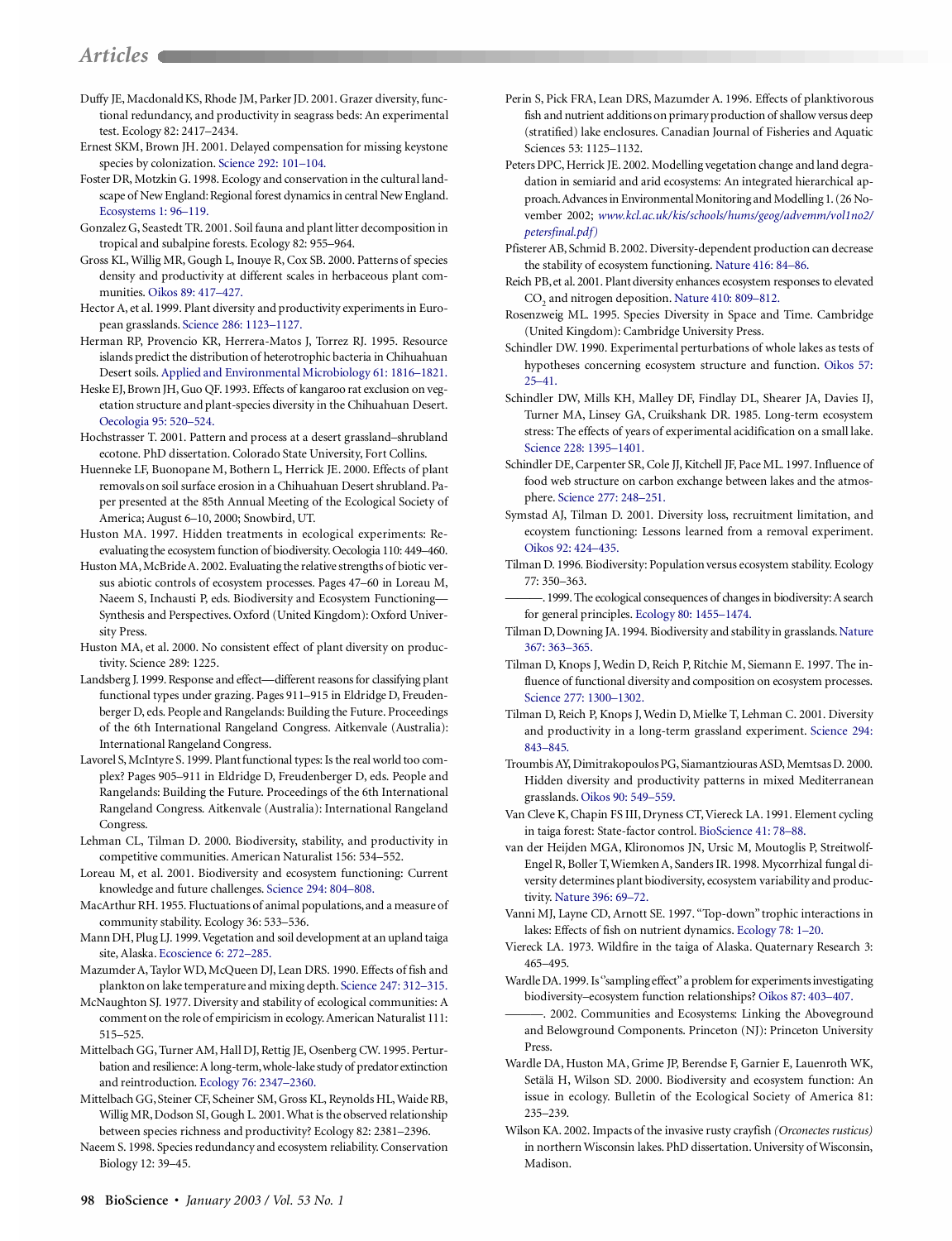Duffy JE, Macdonald KS, Rhode JM, Parker JD. 2001. Grazer diversity, functional redundancy, and productivity in seagrass beds: An experimental test. Ecology 82: 2417–2434.

Ernest SKM, Brown JH. 2001. Delayed compensation for missing keystone species by colonization. Science 292: 101–104.

Foster DR, Motzkin G. 1998. Ecology and conservation in the cultural landscape of New England: Regional forest dynamics in central New England. Ecosystems 1: 96–119.

Gonzalez G, Seastedt TR. 2001. Soil fauna and plant litter decomposition in tropical and subalpine forests. Ecology 82: 955–964.

Gross KL, Willig MR, Gough L, Inouye R, Cox SB. 2000. Patterns of species density and productivity at different scales in herbaceous plant communities. Oikos 89: 417–427.

Hector A, et al. 1999. Plant diversity and productivity experiments in European grasslands. Science 286: 1123–1127.

Herman RP, Provencio KR, Herrera-Matos J, Torrez RJ. 1995. Resource islands predict the distribution of heterotrophic bacteria in Chihuahuan Desert soils. Applied and Environmental Microbiology 61: 1816–1821.

Heske EJ, Brown JH, Guo QF. 1993. Effects of kangaroo rat exclusion on vegetation structure and plant-species diversity in the Chihuahuan Desert. Oecologia 95: 520–524.

Hochstrasser T. 2001. Pattern and process at a desert grassland–shrubland ecotone. PhD dissertation. Colorado State University, Fort Collins.

Huenneke LF, Buonopane M, Bothern L, Herrick JE. 2000. Effects of plant removals on soil surface erosion in a Chihuahuan Desert shrubland. Paper presented at the 85th Annual Meeting of the Ecological Society of America; August 6–10, 2000; Snowbird, UT.

Huston MA. 1997. Hidden treatments in ecological experiments: Reevaluating the ecosystem function of biodiversity. Oecologia 110: 449–460.

Huston MA, McBride A. 2002. Evaluating the relative strengths of biotic versus abiotic controls of ecosystem processes. Pages 47–60 in Loreau M, Naeem S, Inchausti P, eds. Biodiversity and Ecosystem Functioning—Synthesis and Perspectives. Oxford (United Kingdom): Oxford University Press.

Huston MA, et al. 2000. No consistent effect of plant diversity on productivity. Science 289: 1225.

Landsberg J. 1999. Response and effect—different reasons for classifying plant functional types under grazing. Pages 911–915 in Eldridge D, Freudenberger D, eds. People and Rangelands: Building the Future. Proceedings of the 6th International Rangeland Congress. Aitkenvale (Australia): International Rangeland Congress.

Lavorel S, McIntyre S. 1999. Plant functional types: Is the real world too complex? Pages 905–911 in Eldridge D, Freudenberger D, eds. People and Rangelands: Building the Future. Proceedings of the 6th International Rangeland Congress. Aitkenvale (Australia): International Rangeland Congress.

Lehman CL, Tilman D. 2000. Biodiversity, stability, and productivity in competitive communities. American Naturalist 156: 534–552.

Loreau M, et al. 2001. Biodiversity and ecosystem functioning: Current knowledge and future challenges. Science 294: 804–808.

MacArthur RH. 1955. Fluctuations of animal populations, and a measure of community stability. Ecology 36: 533–536.

Mann DH, Plug LJ. 1999. Vegetation and soil development at an upland taiga site, Alaska. Ecoscience 6: 272–285.

Mazumder A, Taylor WD, McQueen DJ, Lean DRS. 1990. Effects of fish and plankton on lake temperature and mixing depth. Science 247: 312–315.

McNaughton SJ. 1977. Diversity and stability of ecological communities: A comment on the role of empiricism in ecology. American Naturalist 111: 515–525.

Mittelbach GG, Turner AM, Hall DJ, Rettig JE, Osenberg CW. 1995. Perturbation and resilience: A long-term, whole-lake study of predator extinction and reintroduction. Ecology 76: 2347–2360.

Mittelbach GG, Steiner CF, Scheiner SM, Gross KL, Reynolds HL, Waide RB, Willig MR, Dodson SI, Gough L. 2001. What is the observed relationship between species richness and productivity? Ecology 82: 2381–2396.

Naeem S. 1998. Species redundancy and ecosystem reliability. Conservation Biology 12: 39–45.

Perin S, Pick FRA, Lean DRS, Mazumder A. 1996. Effects of planktivorous fish and nutrient additions on primary production of shallow versus deep (stratified) lake enclosures. Canadian Journal of Fisheries and Aquatic Sciences 53: 1125–1132.

Peters DPC, Herrick JE. 2002. Modelling vegetation change and land degradation in semiarid and arid ecosystems: An integrated hierarchical approach. Advances in Environmental Monitoring and Modelling 1. (26 November 2002; *www.kcl.ac.uk/kis/schools/hums/geog/advemm/vol1no2/petersfinal.pdf*)

Pfisterer AB, Schmid B. 2002. Diversity-dependent production can decrease the stability of ecosystem functioning. Nature 416: 84–86.

Reich PB, et al. 2001. Plant diversity enhances ecosystem responses to elevated $CO_2$ and nitrogen deposition. Nature 410: 809–812.

Rosenzweig ML. 1995. Species Diversity in Space and Time. Cambridge (United Kingdom): Cambridge University Press.

Schindler DW. 1990. Experimental perturbations of whole lakes as tests of hypotheses concerning ecosystem structure and function. Oikos 57: 25–41.

Schindler DW, Mills KH, Malley DF, Findlay DL, Shearer JA, Davies IJ, Turner MA, Linsey GA, Cruikshank DR. 1985. Long-term ecosystem stress: The effects of years of experimental acidification on a small lake. Science 228: 1395–1401.

Schindler DE, Carpenter SR, Cole JJ, Kitchell JF, Pace ML. 1997. Influence of food web structure on carbon exchange between lakes and the atmosphere. Science 277: 248–251.

Symstad AJ, Tilman D. 2001. Diversity loss, recruitment limitation, and ecoystem functioning: Lessons learned from a removal experiment. Oikos 92: 424–435.

Tilman D. 1996. Biodiversity: Population versus ecosystem stability. Ecology 77: 350–363.

———. 1999. The ecological consequences of changes in biodiversity: A search for general principles. Ecology 80: 1455–1474.

Tilman D, Downing JA. 1994. Biodiversity and stability in grasslands. Nature 367: 363–365.

Tilman D, Knops J, Wedin D, Reich P, Ritchie M, Siemann E. 1997. The influence of functional diversity and composition on ecosystem processes. Science 277: 1300–1302.

Tilman D, Reich P, Knops J, Wedin D, Mielke T, Lehman C. 2001. Diversity and productivity in a long-term grassland experiment. Science 294: 843–845.

Troumbis AY, Dimitrakopoulos PG, Siamantziouras ASD, Memtsas D. 2000. Hidden diversity and productivity patterns in mixed Mediterranean grasslands. Oikos 90: 549–559.

Van Cleve K, Chapin FS III, Dryness CT, Viereck LA. 1991. Element cycling in taiga forest: State-factor control. BioScience 41: 78–88.

van der Heijden MGA, Klironomos JN, Ursic M, Moutoglis P, Streitwolf-Engel R, Boller T, Wiemken A, Sanders IR. 1998. Mycorrhizal fungal diversity determines plant biodiversity, ecosystem variability and productivity. Nature 396: 69–72.

Vanni MJ, Layne CD, Arnott SE. 1997. "Top-down" trophic interactions in lakes: Effects of fish on nutrient dynamics. Ecology 78: 1–20.

Viereck LA. 1973. Wildfire in the taiga of Alaska. Quaternary Research 3: 465–495.

Wardle DA. 1999. Is "sampling effect" a problem for experiments investigating biodiversity–ecosystem function relationships? Oikos 87: 403–407.

———. 2002. Communities and Ecosystems: Linking the Aboveground and Belowground Components. Princeton (NJ): Princeton University Press.

Wardle DA, Huston MA, Grime JP, Berendse F, Garnier E, Lauenroth WK, Setälä H, Wilson SD. 2000. Biodiversity and ecosystem function: An issue in ecology. Bulletin of the Ecological Society of America 81: 235–239.

Wilson KA. 2002. Impacts of the invasive rusty crayfish *(Orconectes rusticus)* in northern Wisconsin lakes. PhD dissertation. University of Wisconsin, Madison.